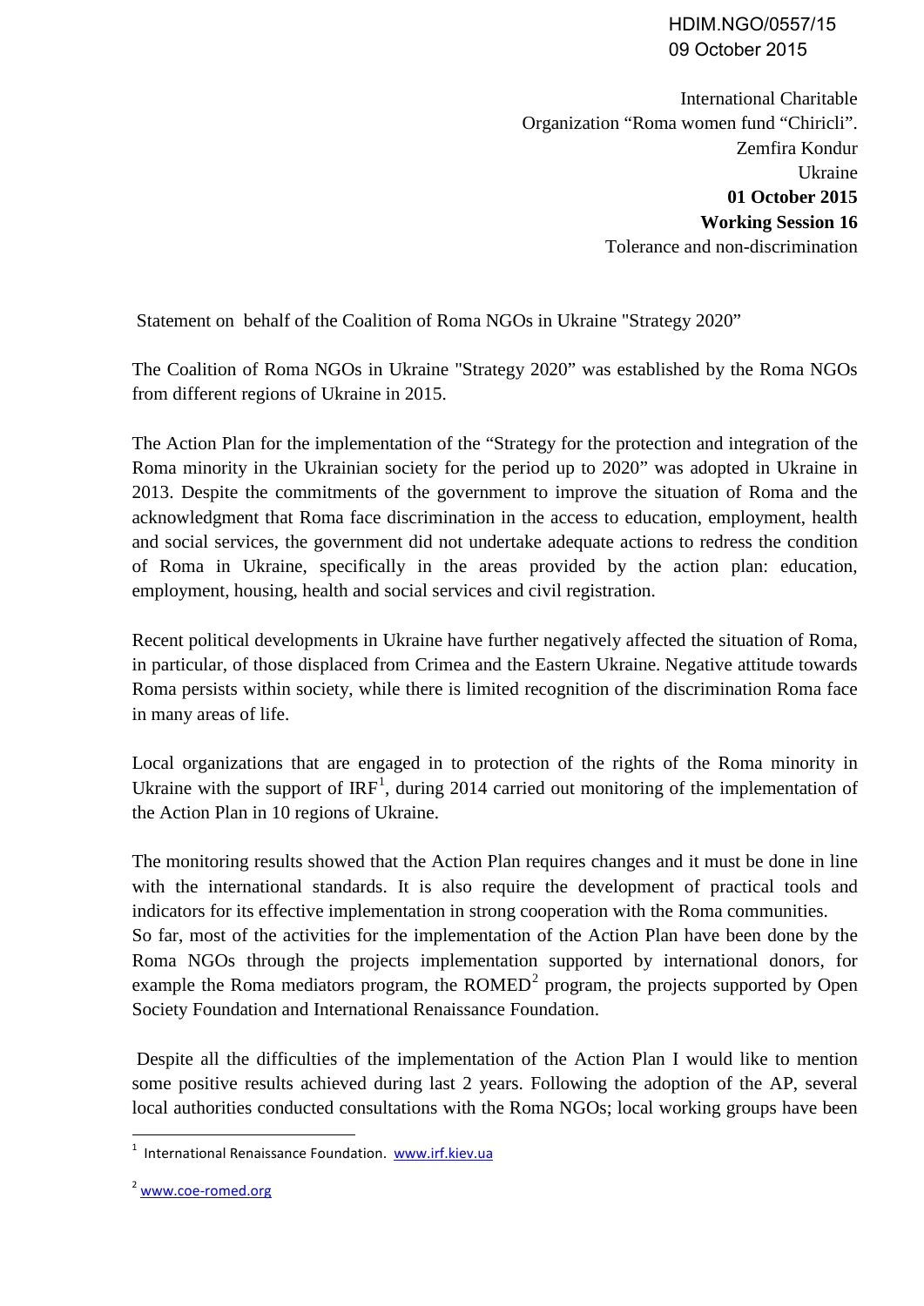HDIM.NGO/0557/15
09 October 2015

International Charitable Organization "Roma women fund "Chiricli".
Zemfira Kondur
Ukraine
**01 October 2015**
**Working Session 16**
Tolerance and non-discrimination

Statement on behalf of the Coalition of Roma NGOs in Ukraine "Strategy 2020"

The Coalition of Roma NGOs in Ukraine "Strategy 2020" was established by the Roma NGOs from different regions of Ukraine in 2015.

The Action Plan for the implementation of the "Strategy for the protection and integration of the Roma minority in the Ukrainian society for the period up to 2020" was adopted in Ukraine in 2013. Despite the commitments of the government to improve the situation of Roma and the acknowledgment that Roma face discrimination in the access to education, employment, health and social services, the government did not undertake adequate actions to redress the condition of Roma in Ukraine, specifically in the areas provided by the action plan: education, employment, housing, health and social services and civil registration.

Recent political developments in Ukraine have further negatively affected the situation of Roma, in particular, of those displaced from Crimea and the Eastern Ukraine. Negative attitude towards Roma persists within society, while there is limited recognition of the discrimination Roma face in many areas of life.

Local organizations that are engaged in to protection of the rights of the Roma minority in Ukraine with the support of IRF[1], during 2014 carried out monitoring of the implementation of the Action Plan in 10 regions of Ukraine.

The monitoring results showed that the Action Plan requires changes and it must be done in line with the international standards. It is also require the development of practical tools and indicators for its effective implementation in strong cooperation with the Roma communities.
So far, most of the activities for the implementation of the Action Plan have been done by the Roma NGOs through the projects implementation supported by international donors, for example the Roma mediators program, the ROMED[2] program, the projects supported by Open Society Foundation and International Renaissance Foundation.

Despite all the difficulties of the implementation of the Action Plan I would like to mention some positive results achieved during last 2 years. Following the adoption of the AP, several local authorities conducted consultations with the Roma NGOs; local working groups have been

---

[1] International Renaissance Foundation. www.irf.kiev.ua

[2] www.coe-romed.org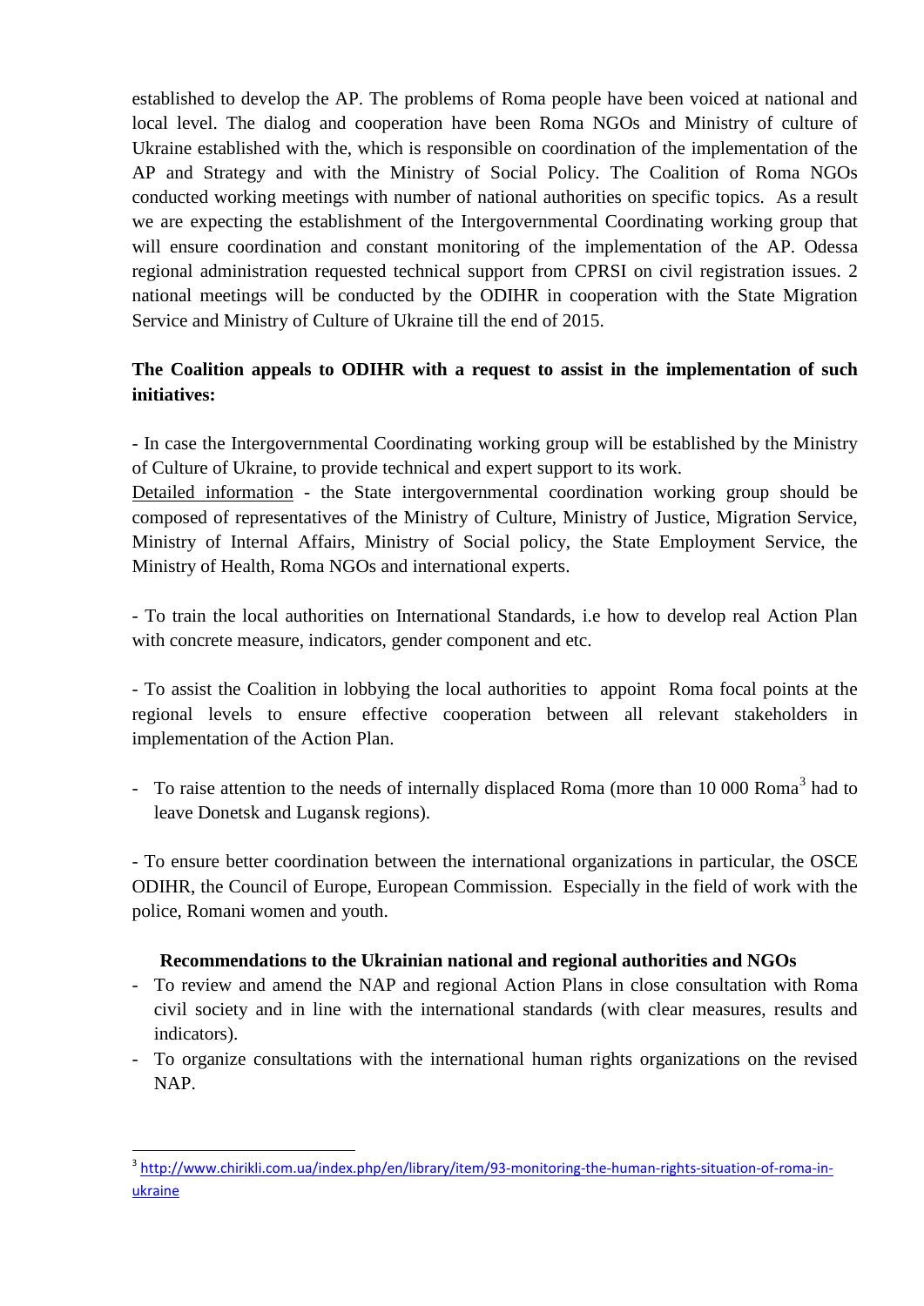established to develop the AP. The problems of Roma people have been voiced at national and local level. The dialog and cooperation have been Roma NGOs and Ministry of culture of Ukraine established with the, which is responsible on coordination of the implementation of the AP and Strategy and with the Ministry of Social Policy. The Coalition of Roma NGOs conducted working meetings with number of national authorities on specific topics. As a result we are expecting the establishment of the Intergovernmental Coordinating working group that will ensure coordination and constant monitoring of the implementation of the AP. Odessa regional administration requested technical support from CPRSI on civil registration issues. 2 national meetings will be conducted by the ODIHR in cooperation with the State Migration Service and Ministry of Culture of Ukraine till the end of 2015.

**The Coalition appeals to ODIHR with a request to assist in the implementation of such initiatives:**

- In case the Intergovernmental Coordinating working group will be established by the Ministry of Culture of Ukraine, to provide technical and expert support to its work.
Detailed information - the State intergovernmental coordination working group should be composed of representatives of the Ministry of Culture, Ministry of Justice, Migration Service, Ministry of Internal Affairs, Ministry of Social policy, the State Employment Service, the Ministry of Health, Roma NGOs and international experts.

- To train the local authorities on International Standards, i.e how to develop real Action Plan with concrete measure, indicators, gender component and etc.

- To assist the Coalition in lobbying the local authorities to appoint Roma focal points at the regional levels to ensure effective cooperation between all relevant stakeholders in implementation of the Action Plan.

- To raise attention to the needs of internally displaced Roma (more than 10 000 Roma[3] had to leave Donetsk and Lugansk regions).

- To ensure better coordination between the international organizations in particular, the OSCE ODIHR, the Council of Europe, European Commission. Especially in the field of work with the police, Romani women and youth.

**Recommendations to the Ukrainian national and regional authorities and NGOs**

- To review and amend the NAP and regional Action Plans in close consultation with Roma civil society and in line with the international standards (with clear measures, results and indicators).
- To organize consultations with the international human rights organizations on the revised NAP.

[3] http://www.chirikli.com.ua/index.php/en/library/item/93-monitoring-the-human-rights-situation-of-roma-in-ukraine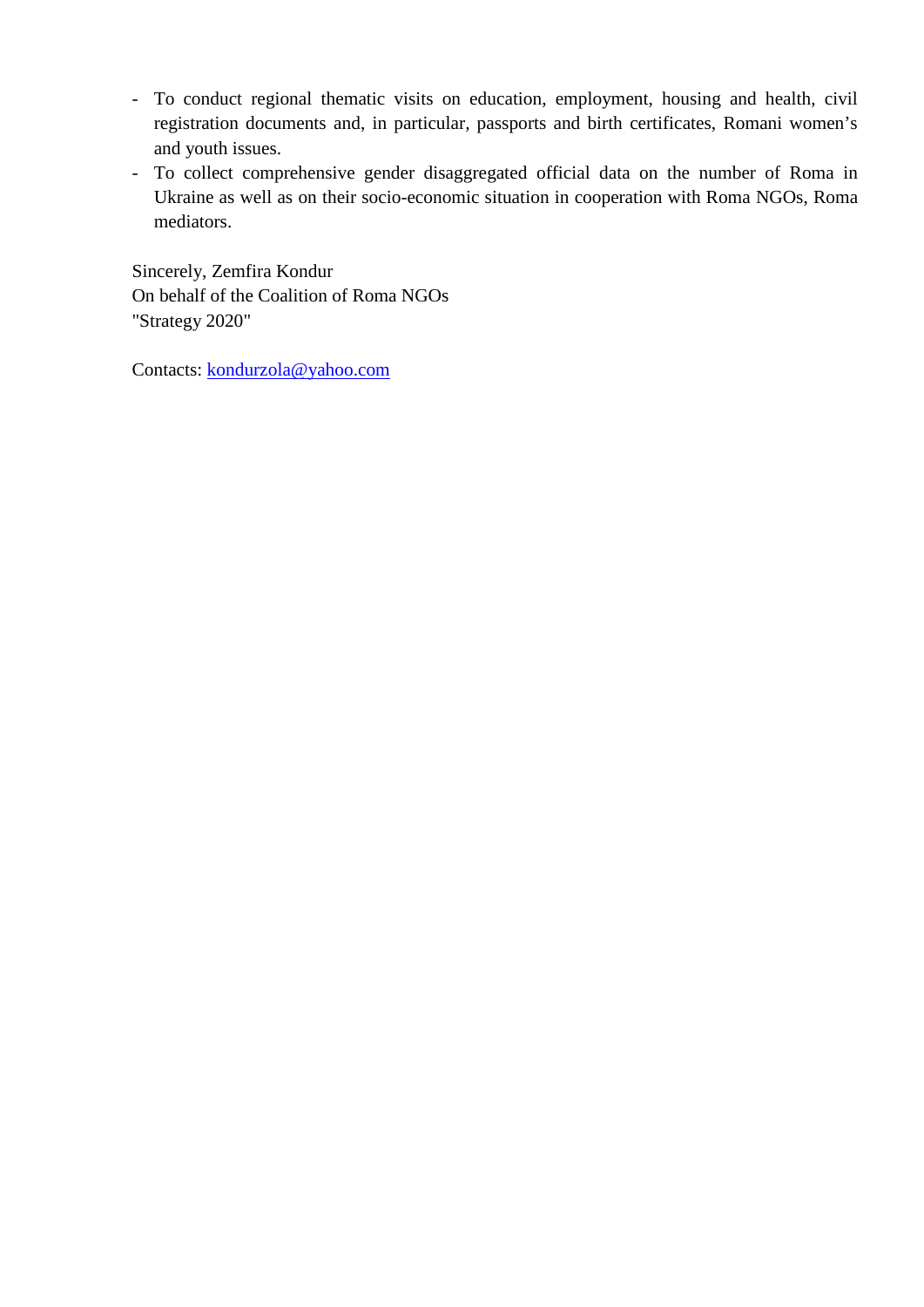- To conduct regional thematic visits on education, employment, housing and health, civil registration documents and, in particular, passports and birth certificates, Romani women's and youth issues.
- To collect comprehensive gender disaggregated official data on the number of Roma in Ukraine as well as on their socio-economic situation in cooperation with Roma NGOs, Roma mediators.

Sincerely, Zemfira Kondur
On behalf of the Coalition of Roma NGOs
"Strategy 2020"

Contacts: kondurzola@yahoo.com